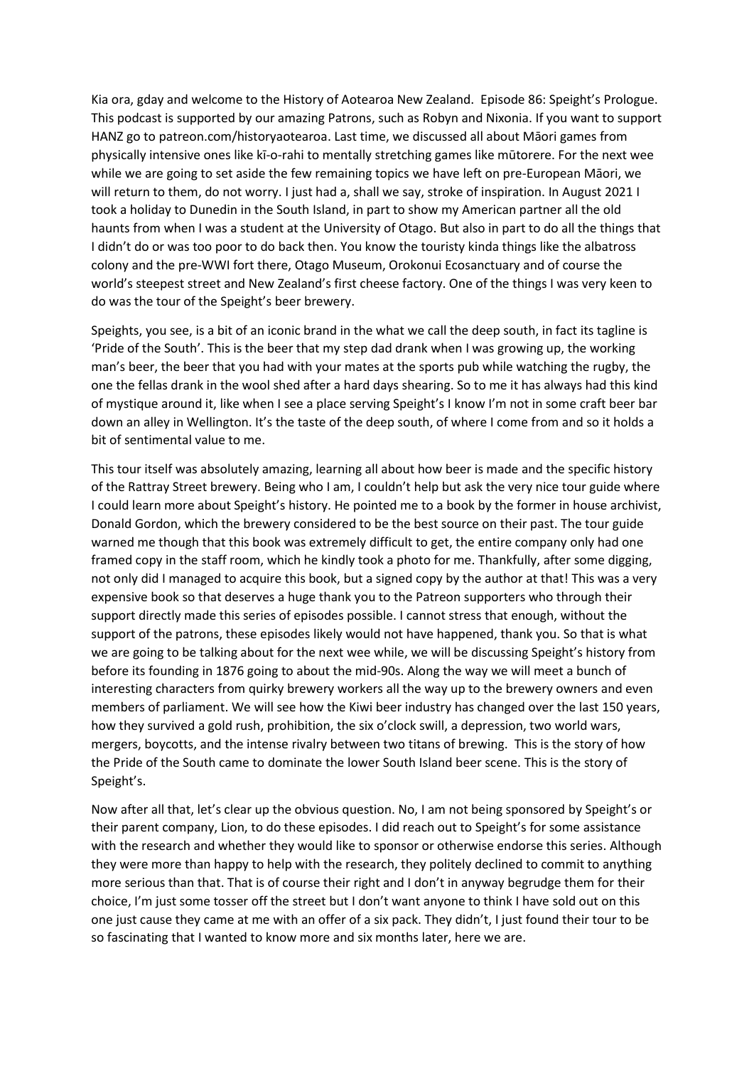Kia ora, gday and welcome to the History of Aotearoa New Zealand. Episode 86: Speight's Prologue. This podcast is supported by our amazing Patrons, such as Robyn and Nixonia. If you want to support HANZ go to patreon.com/historyaotearoa. Last time, we discussed all about Māori games from physically intensive ones like kī-o-rahi to mentally stretching games like mūtorere. For the next wee while we are going to set aside the few remaining topics we have left on pre-European Māori, we will return to them, do not worry. I just had a, shall we say, stroke of inspiration. In August 2021 I took a holiday to Dunedin in the South Island, in part to show my American partner all the old haunts from when I was a student at the University of Otago. But also in part to do all the things that I didn't do or was too poor to do back then. You know the touristy kinda things like the albatross colony and the pre-WWI fort there, Otago Museum, Orokonui Ecosanctuary and of course the world's steepest street and New Zealand's first cheese factory. One of the things I was very keen to do was the tour of the Speight's beer brewery.

Speights, you see, is a bit of an iconic brand in the what we call the deep south, in fact its tagline is 'Pride of the South'. This is the beer that my step dad drank when I was growing up, the working man's beer, the beer that you had with your mates at the sports pub while watching the rugby, the one the fellas drank in the wool shed after a hard days shearing. So to me it has always had this kind of mystique around it, like when I see a place serving Speight's I know I'm not in some craft beer bar down an alley in Wellington. It's the taste of the deep south, of where I come from and so it holds a bit of sentimental value to me.

This tour itself was absolutely amazing, learning all about how beer is made and the specific history of the Rattray Street brewery. Being who I am, I couldn't help but ask the very nice tour guide where I could learn more about Speight's history. He pointed me to a book by the former in house archivist, Donald Gordon, which the brewery considered to be the best source on their past. The tour guide warned me though that this book was extremely difficult to get, the entire company only had one framed copy in the staff room, which he kindly took a photo for me. Thankfully, after some digging, not only did I managed to acquire this book, but a signed copy by the author at that! This was a very expensive book so that deserves a huge thank you to the Patreon supporters who through their support directly made this series of episodes possible. I cannot stress that enough, without the support of the patrons, these episodes likely would not have happened, thank you. So that is what we are going to be talking about for the next wee while, we will be discussing Speight's history from before its founding in 1876 going to about the mid-90s. Along the way we will meet a bunch of interesting characters from quirky brewery workers all the way up to the brewery owners and even members of parliament. We will see how the Kiwi beer industry has changed over the last 150 years, how they survived a gold rush, prohibition, the six o'clock swill, a depression, two world wars, mergers, boycotts, and the intense rivalry between two titans of brewing. This is the story of how the Pride of the South came to dominate the lower South Island beer scene. This is the story of Speight's.

Now after all that, let's clear up the obvious question. No, I am not being sponsored by Speight's or their parent company, Lion, to do these episodes. I did reach out to Speight's for some assistance with the research and whether they would like to sponsor or otherwise endorse this series. Although they were more than happy to help with the research, they politely declined to commit to anything more serious than that. That is of course their right and I don't in anyway begrudge them for their choice, I'm just some tosser off the street but I don't want anyone to think I have sold out on this one just cause they came at me with an offer of a six pack. They didn't, I just found their tour to be so fascinating that I wanted to know more and six months later, here we are.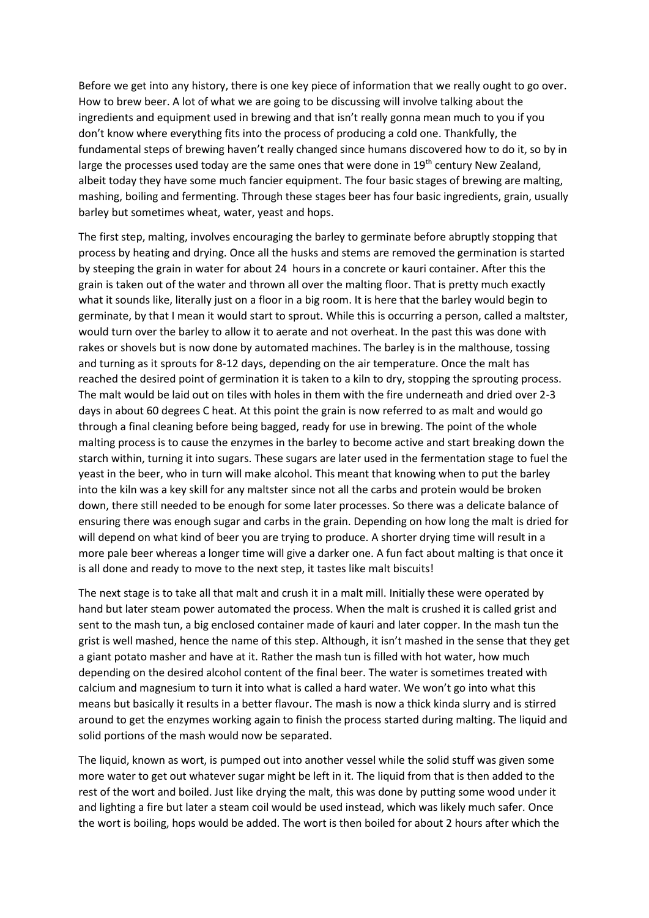Before we get into any history, there is one key piece of information that we really ought to go over. How to brew beer. A lot of what we are going to be discussing will involve talking about the ingredients and equipment used in brewing and that isn't really gonna mean much to you if you don't know where everything fits into the process of producing a cold one. Thankfully, the fundamental steps of brewing haven't really changed since humans discovered how to do it, so by in large the processes used today are the same ones that were done in 19th century New Zealand, albeit today they have some much fancier equipment. The four basic stages of brewing are malting, mashing, boiling and fermenting. Through these stages beer has four basic ingredients, grain, usually barley but sometimes wheat, water, yeast and hops.

The first step, malting, involves encouraging the barley to germinate before abruptly stopping that process by heating and drying. Once all the husks and stems are removed the germination is started by steeping the grain in water for about 24 hours in a concrete or kauri container. After this the grain is taken out of the water and thrown all over the malting floor. That is pretty much exactly what it sounds like, literally just on a floor in a big room. It is here that the barley would begin to germinate, by that I mean it would start to sprout. While this is occurring a person, called a maltster, would turn over the barley to allow it to aerate and not overheat. In the past this was done with rakes or shovels but is now done by automated machines. The barley is in the malthouse, tossing and turning as it sprouts for 8-12 days, depending on the air temperature. Once the malt has reached the desired point of germination it is taken to a kiln to dry, stopping the sprouting process. The malt would be laid out on tiles with holes in them with the fire underneath and dried over 2-3 days in about 60 degrees C heat. At this point the grain is now referred to as malt and would go through a final cleaning before being bagged, ready for use in brewing. The point of the whole malting process is to cause the enzymes in the barley to become active and start breaking down the starch within, turning it into sugars. These sugars are later used in the fermentation stage to fuel the yeast in the beer, who in turn will make alcohol. This meant that knowing when to put the barley into the kiln was a key skill for any maltster since not all the carbs and protein would be broken down, there still needed to be enough for some later processes. So there was a delicate balance of ensuring there was enough sugar and carbs in the grain. Depending on how long the malt is dried for will depend on what kind of beer you are trying to produce. A shorter drying time will result in a more pale beer whereas a longer time will give a darker one. A fun fact about malting is that once it is all done and ready to move to the next step, it tastes like malt biscuits!

The next stage is to take all that malt and crush it in a malt mill. Initially these were operated by hand but later steam power automated the process. When the malt is crushed it is called grist and sent to the mash tun, a big enclosed container made of kauri and later copper. In the mash tun the grist is well mashed, hence the name of this step. Although, it isn't mashed in the sense that they get a giant potato masher and have at it. Rather the mash tun is filled with hot water, how much depending on the desired alcohol content of the final beer. The water is sometimes treated with calcium and magnesium to turn it into what is called a hard water. We won't go into what this means but basically it results in a better flavour. The mash is now a thick kinda slurry and is stirred around to get the enzymes working again to finish the process started during malting. The liquid and solid portions of the mash would now be separated.

The liquid, known as wort, is pumped out into another vessel while the solid stuff was given some more water to get out whatever sugar might be left in it. The liquid from that is then added to the rest of the wort and boiled. Just like drying the malt, this was done by putting some wood under it and lighting a fire but later a steam coil would be used instead, which was likely much safer. Once the wort is boiling, hops would be added. The wort is then boiled for about 2 hours after which the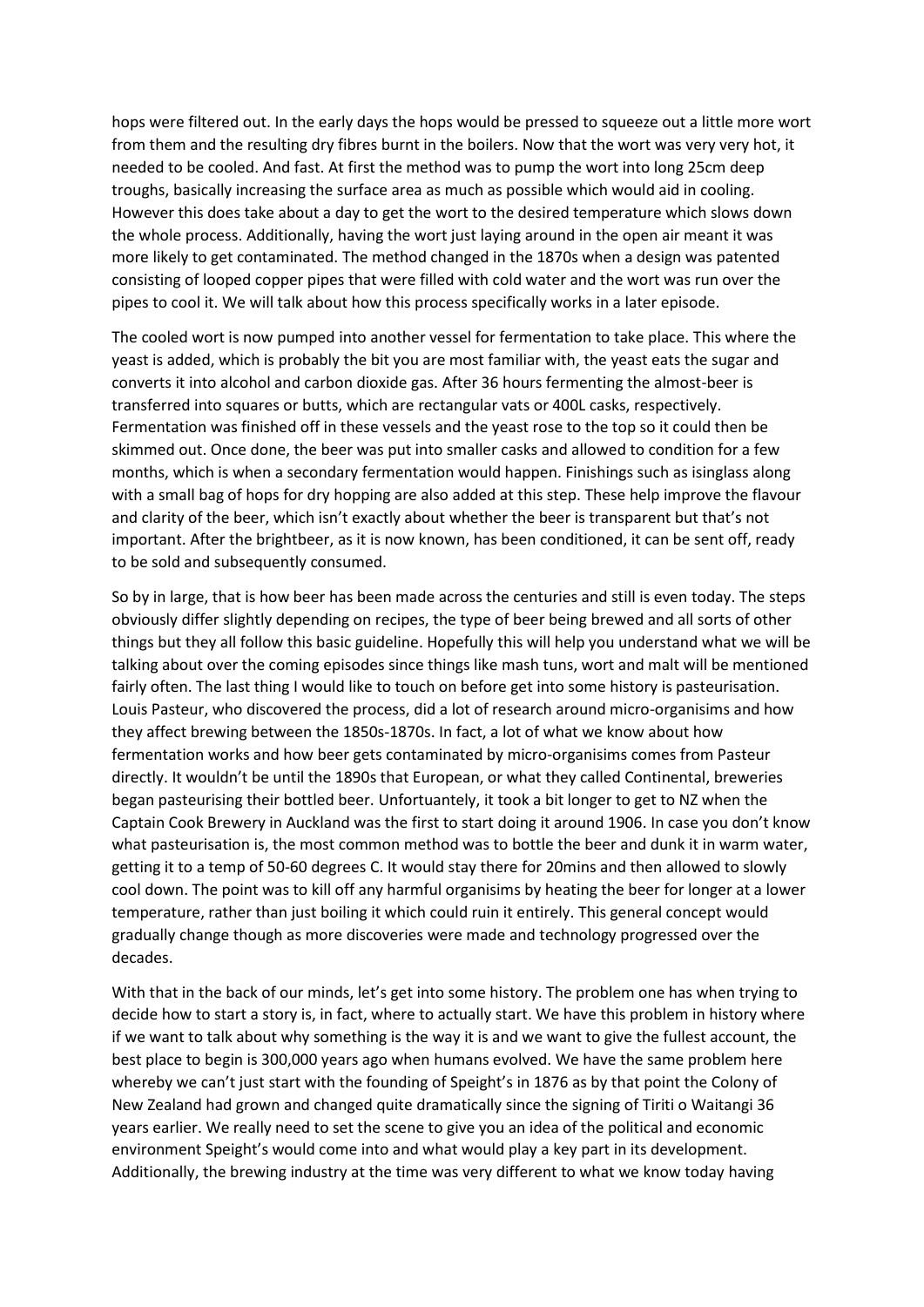hops were filtered out. In the early days the hops would be pressed to squeeze out a little more wort from them and the resulting dry fibres burnt in the boilers. Now that the wort was very very hot, it needed to be cooled. And fast. At first the method was to pump the wort into long 25cm deep troughs, basically increasing the surface area as much as possible which would aid in cooling. However this does take about a day to get the wort to the desired temperature which slows down the whole process. Additionally, having the wort just laying around in the open air meant it was more likely to get contaminated. The method changed in the 1870s when a design was patented consisting of looped copper pipes that were filled with cold water and the wort was run over the pipes to cool it. We will talk about how this process specifically works in a later episode.

The cooled wort is now pumped into another vessel for fermentation to take place. This where the yeast is added, which is probably the bit you are most familiar with, the yeast eats the sugar and converts it into alcohol and carbon dioxide gas. After 36 hours fermenting the almost-beer is transferred into squares or butts, which are rectangular vats or 400L casks, respectively. Fermentation was finished off in these vessels and the yeast rose to the top so it could then be skimmed out. Once done, the beer was put into smaller casks and allowed to condition for a few months, which is when a secondary fermentation would happen. Finishings such as isinglass along with a small bag of hops for dry hopping are also added at this step. These help improve the flavour and clarity of the beer, which isn't exactly about whether the beer is transparent but that's not important. After the brightbeer, as it is now known, has been conditioned, it can be sent off, ready to be sold and subsequently consumed.

So by in large, that is how beer has been made across the centuries and still is even today. The steps obviously differ slightly depending on recipes, the type of beer being brewed and all sorts of other things but they all follow this basic guideline. Hopefully this will help you understand what we will be talking about over the coming episodes since things like mash tuns, wort and malt will be mentioned fairly often. The last thing I would like to touch on before get into some history is pasteurisation. Louis Pasteur, who discovered the process, did a lot of research around micro-organisims and how they affect brewing between the 1850s-1870s. In fact, a lot of what we know about how fermentation works and how beer gets contaminated by micro-organisims comes from Pasteur directly. It wouldn't be until the 1890s that European, or what they called Continental, breweries began pasteurising their bottled beer. Unfortiuantely, it took a bit longer to get to NZ when the Captain Cook Brewery in Auckland was the first to start doing it around 1906. In case you don't know what pasteurisation is, the most common method was to bottle the beer and dunk it in warm water, getting it to a temp of 50-60 degrees C. It would stay there for 20mins and then allowed to slowly cool down. The point was to kill off any harmful organisims by heating the beer for longer at a lower temperature, rather than just boiling it which could ruin it entirely. This general concept would gradually change though as more discoveries were made and technology progressed over the decades.

With that in the back of our minds, let's get into some history. The problem one has when trying to decide how to start a story is, in fact, where to actually start. We have this problem in history where if we want to talk about why something is the way it is and we want to give the fullest account, the best place to begin is 300,000 years ago when humans evolved. We have the same problem here whereby we can't just start with the founding of Speight's in 1876 as by that point the Colony of New Zealand had grown and changed quite dramatically since the signing of Tiriti o Waitangi 36 years earlier. We really need to set the scene to give you an idea of the political and economic environment Speight's would come into and what would play a key part in its development. Additionally, the brewing industry at the time was very different to what we know today having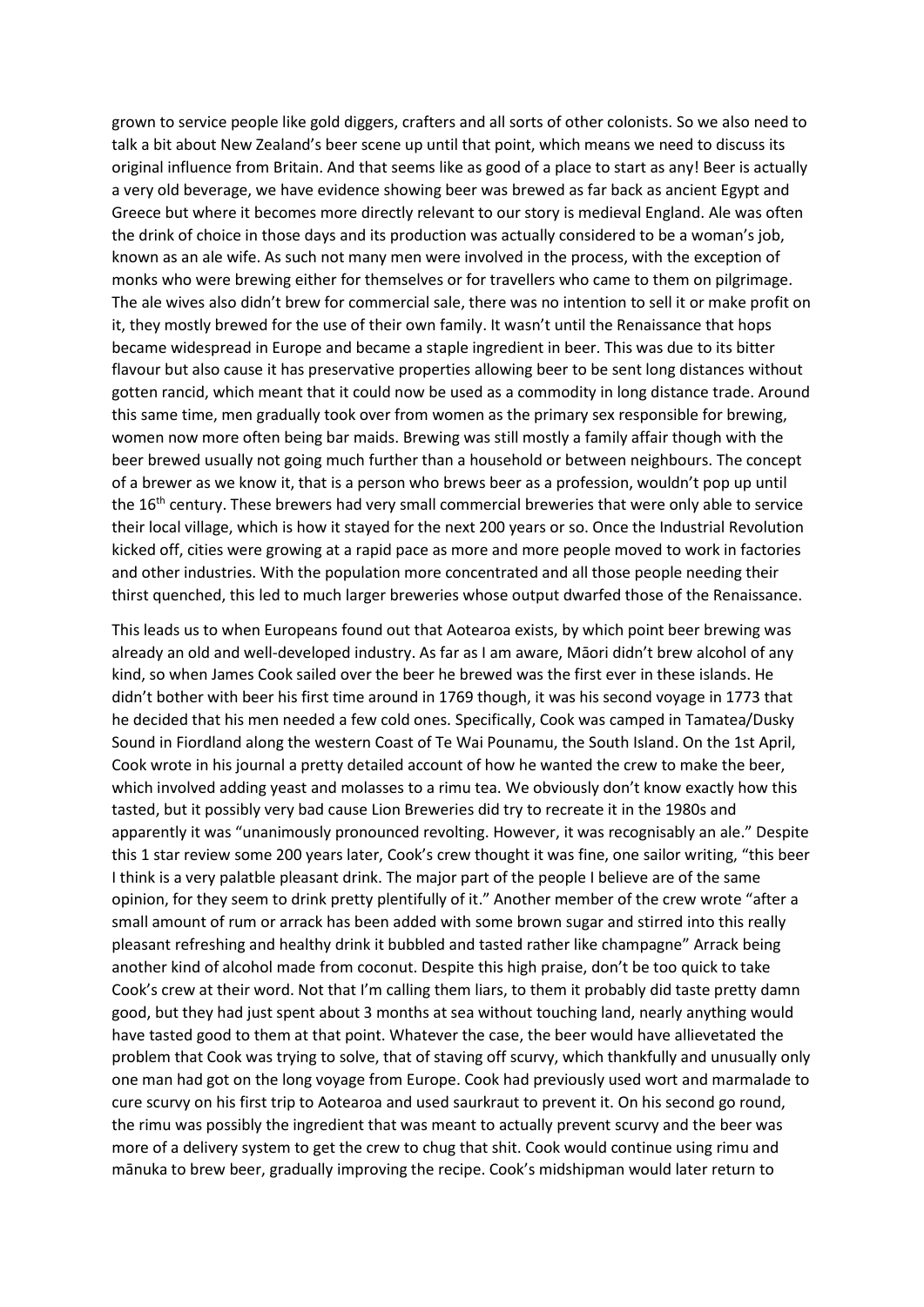grown to service people like gold diggers, crafters and all sorts of other colonists. So we also need to talk a bit about New Zealand's beer scene up until that point, which means we need to discuss its original influence from Britain. And that seems like as good of a place to start as any! Beer is actually a very old beverage, we have evidence showing beer was brewed as far back as ancient Egypt and Greece but where it becomes more directly relevant to our story is medieval England. Ale was often the drink of choice in those days and its production was actually considered to be a woman's job, known as an ale wife. As such not many men were involved in the process, with the exception of monks who were brewing either for themselves or for travellers who came to them on pilgrimage. The ale wives also didn't brew for commercial sale, there was no intention to sell it or make profit on it, they mostly brewed for the use of their own family. It wasn't until the Renaissance that hops became widespread in Europe and became a staple ingredient in beer. This was due to its bitter flavour but also cause it has preservative properties allowing beer to be sent long distances without gotten rancid, which meant that it could now be used as a commodity in long distance trade. Around this same time, men gradually took over from women as the primary sex responsible for brewing, women now more often being bar maids. Brewing was still mostly a family affair though with the beer brewed usually not going much further than a household or between neighbours. The concept of a brewer as we know it, that is a person who brews beer as a profession, wouldn't pop up until the 16th century. These brewers had very small commercial breweries that were only able to service their local village, which is how it stayed for the next 200 years or so. Once the Industrial Revolution kicked off, cities were growing at a rapid pace as more and more people moved to work in factories and other industries. With the population more concentrated and all those people needing their thirst quenched, this led to much larger breweries whose output dwarfed those of the Renaissance.

This leads us to when Europeans found out that Aotearoa exists, by which point beer brewing was already an old and well-developed industry. As far as I am aware, Māori didn't brew alcohol of any kind, so when James Cook sailed over the beer he brewed was the first ever in these islands. He didn't bother with beer his first time around in 1769 though, it was his second voyage in 1773 that he decided that his men needed a few cold ones. Specifically, Cook was camped in Tamatea/Dusky Sound in Fiordland along the western Coast of Te Wai Pounamu, the South Island. On the 1st April, Cook wrote in his journal a pretty detailed account of how he wanted the crew to make the beer, which involved adding yeast and molasses to a rimu tea. We obviously don't know exactly how this tasted, but it possibly very bad cause Lion Breweries did try to recreate it in the 1980s and apparently it was "unanimously pronounced revolting. However, it was recognisably an ale." Despite this 1 star review some 200 years later, Cook's crew thought it was fine, one sailor writing, "this beer I think is a very palatble pleasant drink. The major part of the people I believe are of the same opinion, for they seem to drink pretty plentifully of it." Another member of the crew wrote "after a small amount of rum or arrack has been added with some brown sugar and stirred into this really pleasant refreshing and healthy drink it bubbled and tasted rather like champagne" Arrack being another kind of alcohol made from coconut. Despite this high praise, don't be too quick to take Cook's crew at their word. Not that I'm calling them liars, to them it probably did taste pretty damn good, but they had just spent about 3 months at sea without touching land, nearly anything would have tasted good to them at that point. Whatever the case, the beer would have allievetated the problem that Cook was trying to solve, that of staving off scurvy, which thankfully and unusually only one man had got on the long voyage from Europe. Cook had previously used wort and marmalade to cure scurvy on his first trip to Aotearoa and used saurkraut to prevent it. On his second go round, the rimu was possibly the ingredient that was meant to actually prevent scurvy and the beer was more of a delivery system to get the crew to chug that shit. Cook would continue using rimu and mānuka to brew beer, gradually improving the recipe. Cook's midshipman would later return to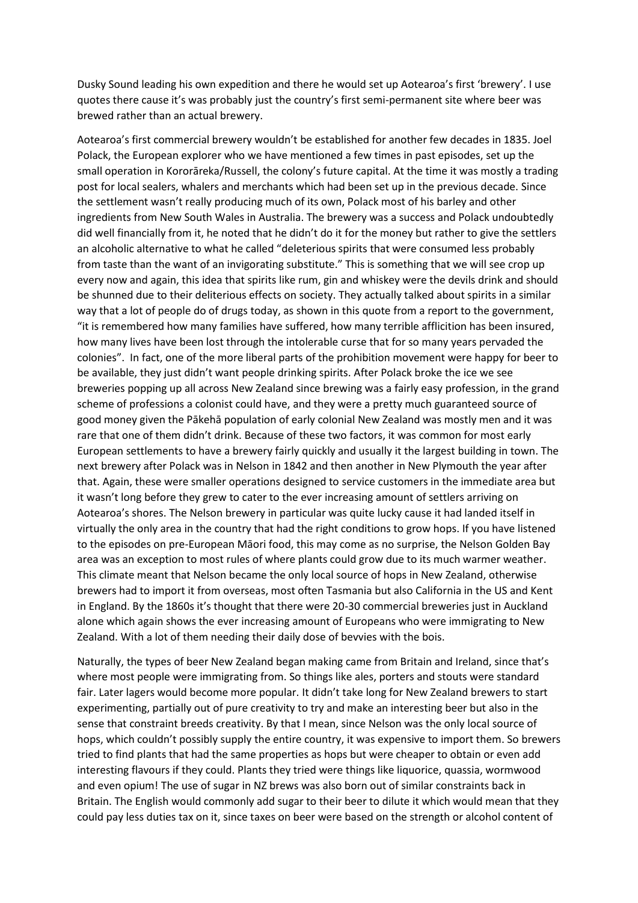Dusky Sound leading his own expedition and there he would set up Aotearoa's first 'brewery'. I use quotes there cause it's was probably just the country's first semi-permanent site where beer was brewed rather than an actual brewery.

Aotearoa's first commercial brewery wouldn't be established for another few decades in 1835. Joel Polack, the European explorer who we have mentioned a few times in past episodes, set up the small operation in Kororāreka/Russell, the colony's future capital. At the time it was mostly a trading post for local sealers, whalers and merchants which had been set up in the previous decade. Since the settlement wasn't really producing much of its own, Polack most of his barley and other ingredients from New South Wales in Australia. The brewery was a success and Polack undoubtedly did well financially from it, he noted that he didn't do it for the money but rather to give the settlers an alcoholic alternative to what he called "deleterious spirits that were consumed less probably from taste than the want of an invigorating substitute." This is something that we will see crop up every now and again, this idea that spirits like rum, gin and whiskey were the devils drink and should be shunned due to their deliterious effects on society. They actually talked about spirits in a similar way that a lot of people do of drugs today, as shown in this quote from a report to the government, "it is remembered how many families have suffered, how many terrible afflicition has been insured, how many lives have been lost through the intolerable curse that for so many years pervaded the colonies". In fact, one of the more liberal parts of the prohibition movement were happy for beer to be available, they just didn't want people drinking spirits. After Polack broke the ice we see breweries popping up all across New Zealand since brewing was a fairly easy profession, in the grand scheme of professions a colonist could have, and they were a pretty much guaranteed source of good money given the Pākehā population of early colonial New Zealand was mostly men and it was rare that one of them didn't drink. Because of these two factors, it was common for most early European settlements to have a brewery fairly quickly and usually it the largest building in town. The next brewery after Polack was in Nelson in 1842 and then another in New Plymouth the year after that. Again, these were smaller operations designed to service customers in the immediate area but it wasn't long before they grew to cater to the ever increasing amount of settlers arriving on Aotearoa's shores. The Nelson brewery in particular was quite lucky cause it had landed itself in virtually the only area in the country that had the right conditions to grow hops. If you have listened to the episodes on pre-European Māori food, this may come as no surprise, the Nelson Golden Bay area was an exception to most rules of where plants could grow due to its much warmer weather. This climate meant that Nelson became the only local source of hops in New Zealand, otherwise brewers had to import it from overseas, most often Tasmania but also California in the US and Kent in England. By the 1860s it's thought that there were 20-30 commercial breweries just in Auckland alone which again shows the ever increasing amount of Europeans who were immigrating to New Zealand. With a lot of them needing their daily dose of bevvies with the bois.

Naturally, the types of beer New Zealand began making came from Britain and Ireland, since that's where most people were immigrating from. So things like ales, porters and stouts were standard fair. Later lagers would become more popular. It didn't take long for New Zealand brewers to start experimenting, partially out of pure creativity to try and make an interesting beer but also in the sense that constraint breeds creativity. By that I mean, since Nelson was the only local source of hops, which couldn't possibly supply the entire country, it was expensive to import them. So brewers tried to find plants that had the same properties as hops but were cheaper to obtain or even add interesting flavours if they could. Plants they tried were things like liquorice, quassia, wormwood and even opium! The use of sugar in NZ brews was also born out of similar constraints back in Britain. The English would commonly add sugar to their beer to dilute it which would mean that they could pay less duties tax on it, since taxes on beer were based on the strength or alcohol content of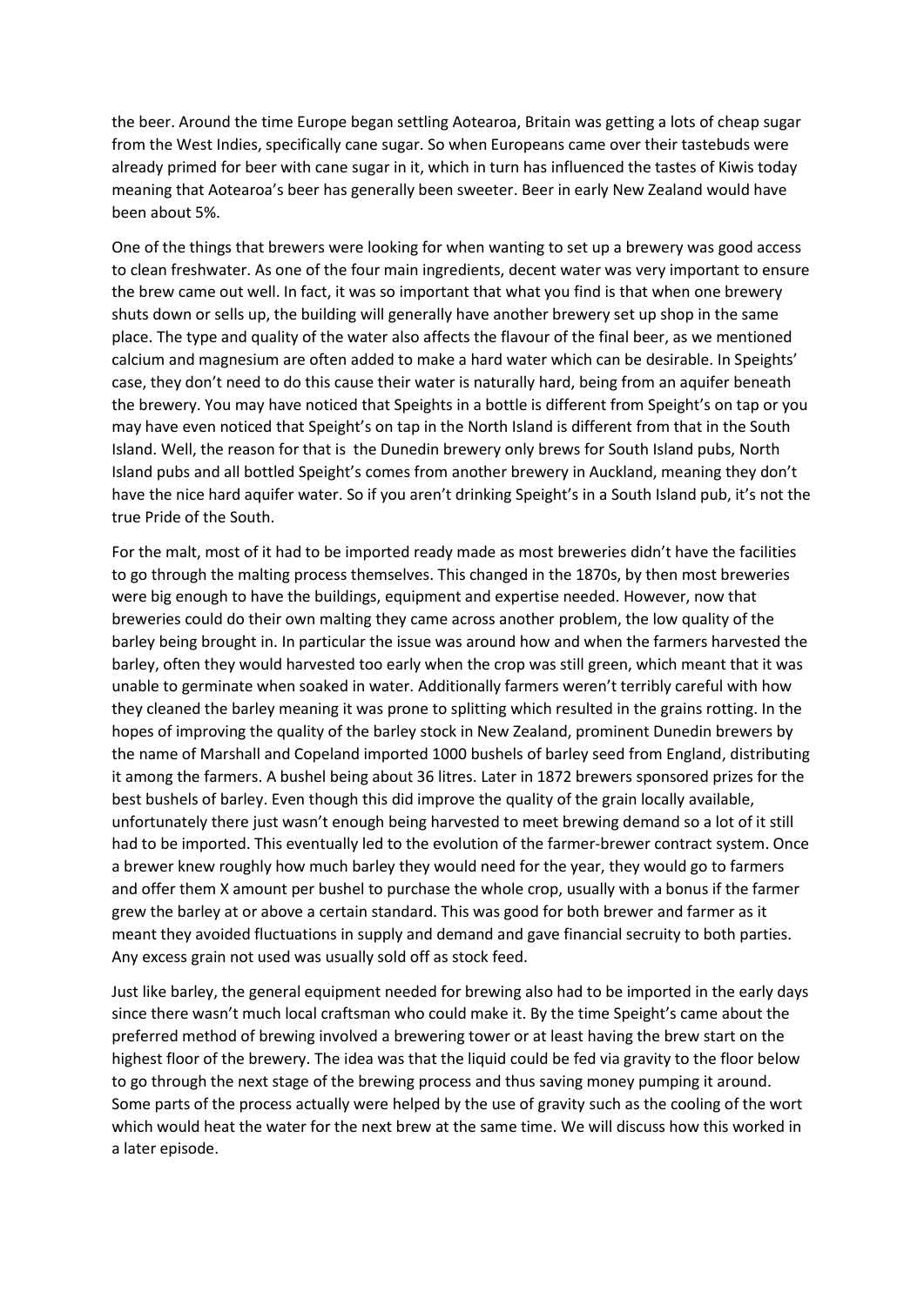the beer. Around the time Europe began settling Aotearoa, Britain was getting a lots of cheap sugar from the West Indies, specifically cane sugar. So when Europeans came over their tastebuds were already primed for beer with cane sugar in it, which in turn has influenced the tastes of Kiwis today meaning that Aotearoa's beer has generally been sweeter. Beer in early New Zealand would have been about 5%.

One of the things that brewers were looking for when wanting to set up a brewery was good access to clean freshwater. As one of the four main ingredients, decent water was very important to ensure the brew came out well. In fact, it was so important that what you find is that when one brewery shuts down or sells up, the building will generally have another brewery set up shop in the same place. The type and quality of the water also affects the flavour of the final beer, as we mentioned calcium and magnesium are often added to make a hard water which can be desirable. In Speights' case, they don't need to do this cause their water is naturally hard, being from an aquifer beneath the brewery. You may have noticed that Speights in a bottle is different from Speight's on tap or you may have even noticed that Speight's on tap in the North Island is different from that in the South Island. Well, the reason for that is the Dunedin brewery only brews for South Island pubs, North Island pubs and all bottled Speight's comes from another brewery in Auckland, meaning they don't have the nice hard aquifer water. So if you aren't drinking Speight's in a South Island pub, it's not the true Pride of the South.

For the malt, most of it had to be imported ready made as most breweries didn't have the facilities to go through the malting process themselves. This changed in the 1870s, by then most breweries were big enough to have the buildings, equipment and expertise needed. However, now that breweries could do their own malting they came across another problem, the low quality of the barley being brought in. In particular the issue was around how and when the farmers harvested the barley, often they would harvested too early when the crop was still green, which meant that it was unable to germinate when soaked in water. Additionally farmers weren't terribly careful with how they cleaned the barley meaning it was prone to splitting which resulted in the grains rotting. In the hopes of improving the quality of the barley stock in New Zealand, prominent Dunedin brewers by the name of Marshall and Copeland imported 1000 bushels of barley seed from England, distributing it among the farmers. A bushel being about 36 litres. Later in 1872 brewers sponsored prizes for the best bushels of barley. Even though this did improve the quality of the grain locally available, unfortunately there just wasn't enough being harvested to meet brewing demand so a lot of it still had to be imported. This eventually led to the evolution of the farmer-brewer contract system. Once a brewer knew roughly how much barley they would need for the year, they would go to farmers and offer them X amount per bushel to purchase the whole crop, usually with a bonus if the farmer grew the barley at or above a certain standard. This was good for both brewer and farmer as it meant they avoided fluctuations in supply and demand and gave financial secruity to both parties. Any excess grain not used was usually sold off as stock feed.

Just like barley, the general equipment needed for brewing also had to be imported in the early days since there wasn't much local craftsman who could make it. By the time Speight's came about the preferred method of brewing involved a brewering tower or at least having the brew start on the highest floor of the brewery. The idea was that the liquid could be fed via gravity to the floor below to go through the next stage of the brewing process and thus saving money pumping it around. Some parts of the process actually were helped by the use of gravity such as the cooling of the wort which would heat the water for the next brew at the same time. We will discuss how this worked in a later episode.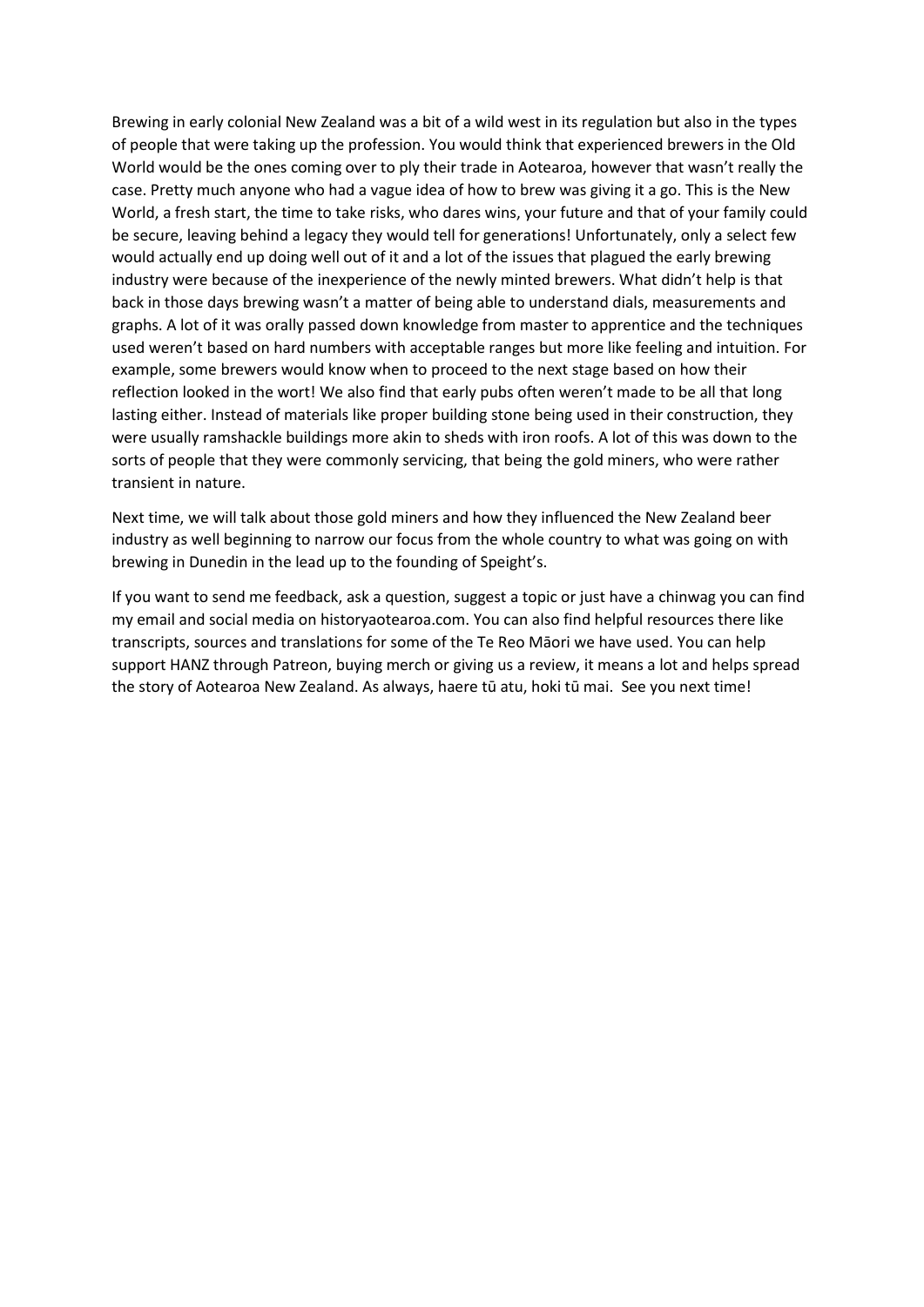Brewing in early colonial New Zealand was a bit of a wild west in its regulation but also in the types of people that were taking up the profession. You would think that experienced brewers in the Old World would be the ones coming over to ply their trade in Aotearoa, however that wasn't really the case. Pretty much anyone who had a vague idea of how to brew was giving it a go. This is the New World, a fresh start, the time to take risks, who dares wins, your future and that of your family could be secure, leaving behind a legacy they would tell for generations! Unfortunately, only a select few would actually end up doing well out of it and a lot of the issues that plagued the early brewing industry were because of the inexperience of the newly minted brewers. What didn't help is that back in those days brewing wasn't a matter of being able to understand dials, measurements and graphs. A lot of it was orally passed down knowledge from master to apprentice and the techniques used weren't based on hard numbers with acceptable ranges but more like feeling and intuition. For example, some brewers would know when to proceed to the next stage based on how their reflection looked in the wort! We also find that early pubs often weren't made to be all that long lasting either. Instead of materials like proper building stone being used in their construction, they were usually ramshackle buildings more akin to sheds with iron roofs. A lot of this was down to the sorts of people that they were commonly servicing, that being the gold miners, who were rather transient in nature.

Next time, we will talk about those gold miners and how they influenced the New Zealand beer industry as well beginning to narrow our focus from the whole country to what was going on with brewing in Dunedin in the lead up to the founding of Speight's.

If you want to send me feedback, ask a question, suggest a topic or just have a chinwag you can find my email and social media on historyaotearoa.com. You can also find helpful resources there like transcripts, sources and translations for some of the Te Reo Māori we have used. You can help support HANZ through Patreon, buying merch or giving us a review, it means a lot and helps spread the story of Aotearoa New Zealand. As always, haere tū atu, hoki tū mai. See you next time!